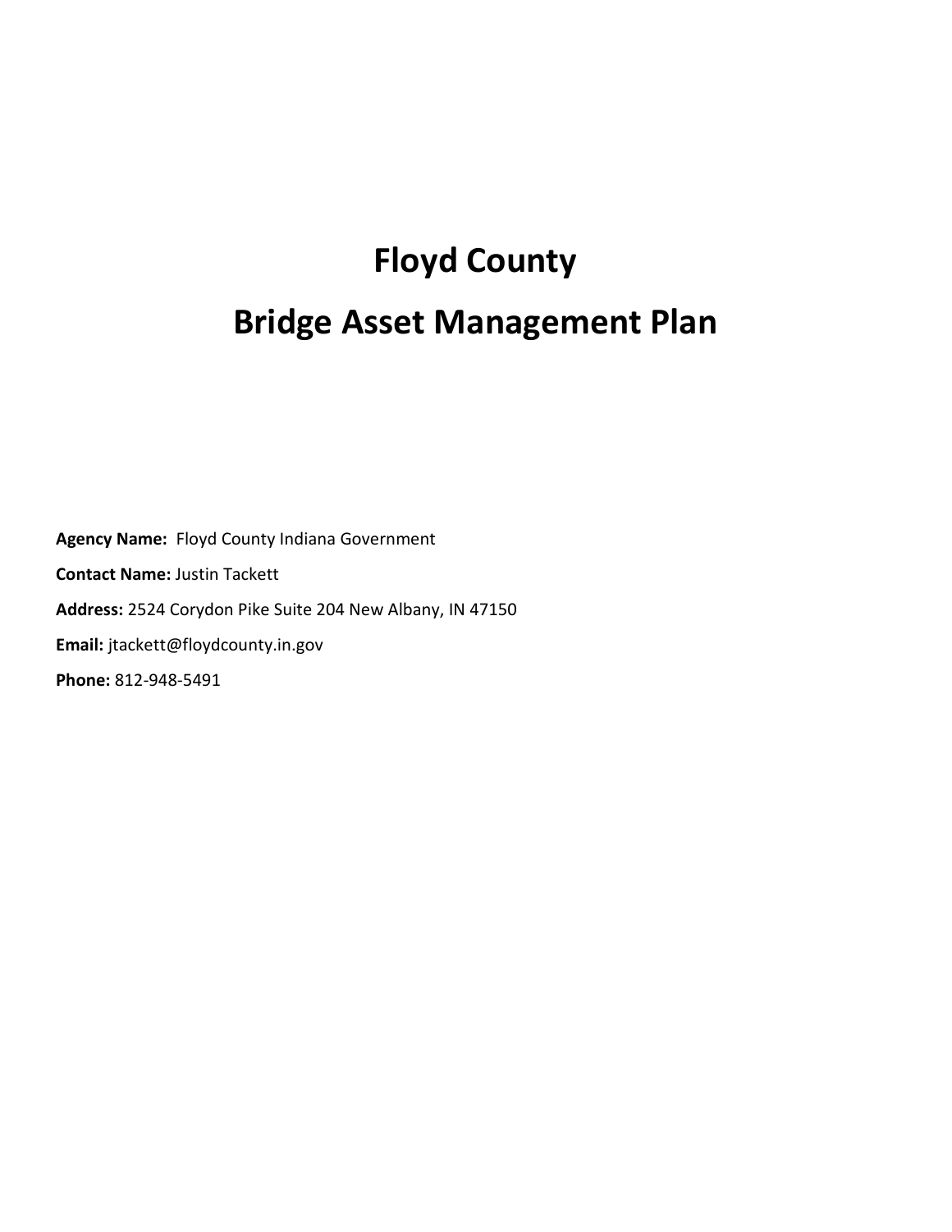# Floyd County

# Bridge Asset Management Plan

**Agency Name:** Floyd County Indiana Government

**Contact Name:** Justin Tackett

**Address:** 2524 Corydon Pike Suite 204 New Albany, IN 47150

**Email:** jtackett@floydcounty.in.gov

**Phone:** 812-948-5491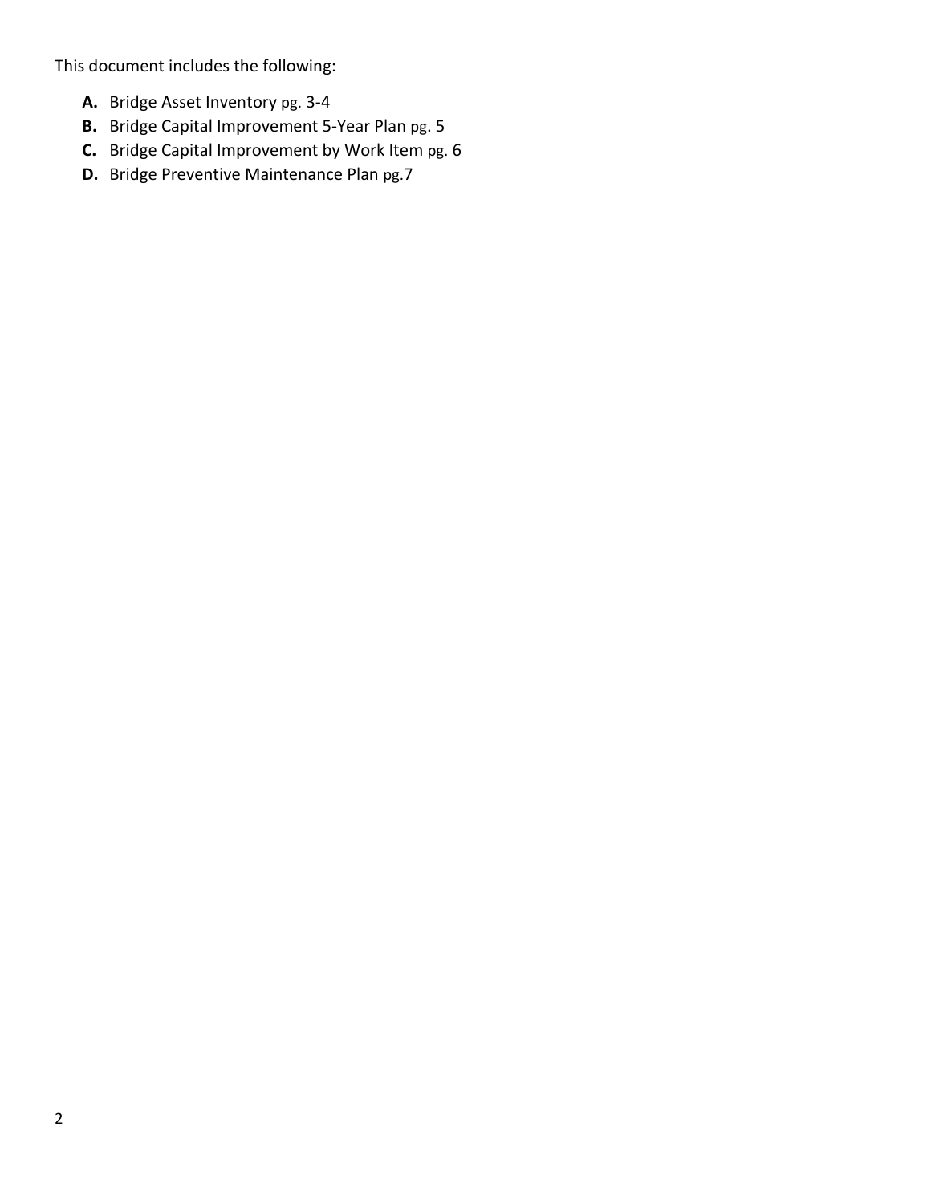This document includes the following:

- **A.** Bridge Asset Inventory pg. 3-4
- **B.** Bridge Capital Improvement 5-Year Plan pg. 5
- **C.** Bridge Capital Improvement by Work Item pg. 6
- **D.** Bridge Preventive Maintenance Plan pg.7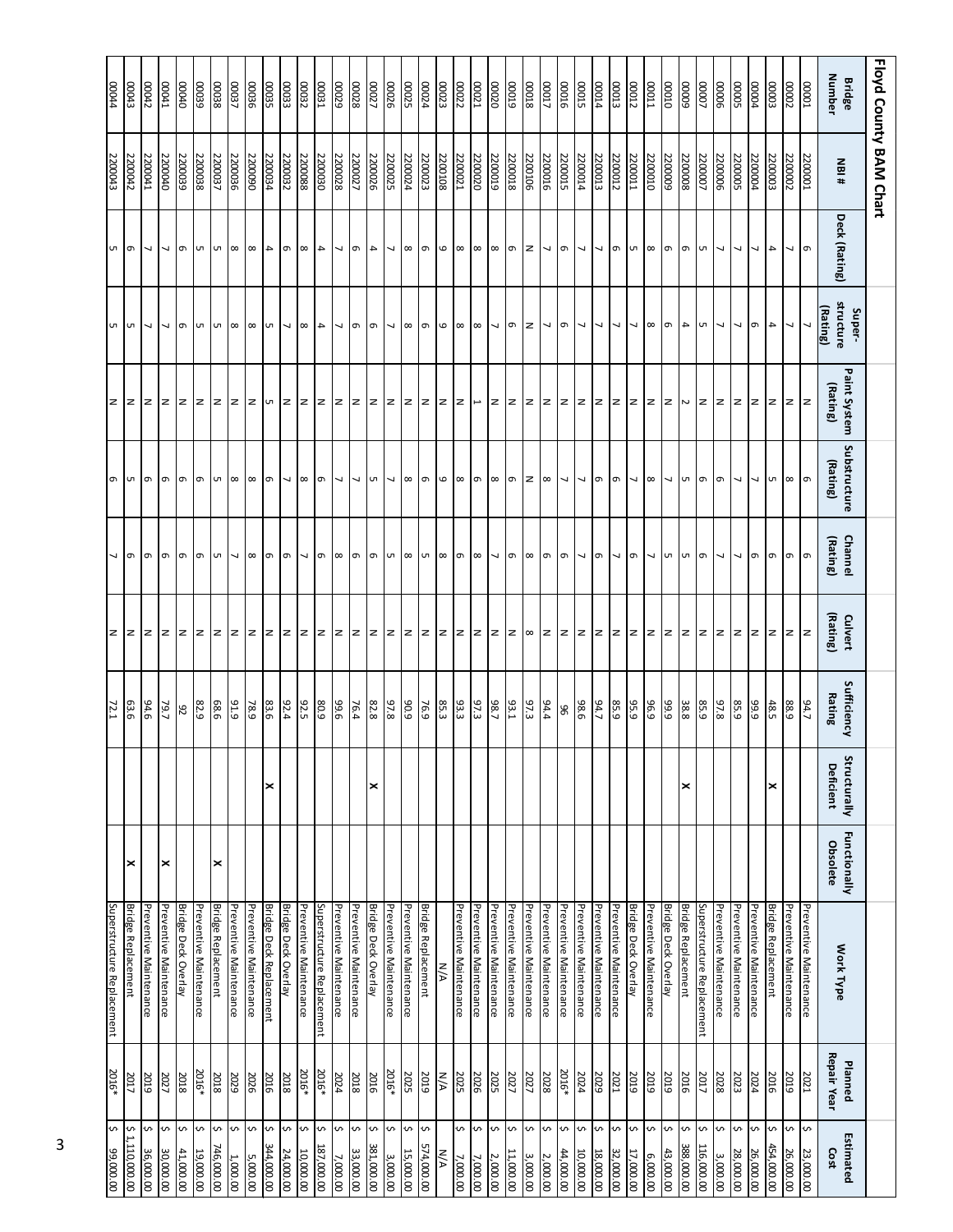# Floyd County BAM Chart

| Bridge Number | NBI # | Deck (Rating) | Super-structure (Rating) | Paint System (Rating) | Substructure (Rating) | Channel (Rating) | Culvert (Rating) | Sufficiency Rating | Structurally Deficient | Functionally Obsolete | Work Type | Planned Repair Year | Estimated Cost |
|---|---|---|---|---|---|---|---|---|---|---|---|---|---|
| 0001 | 220001 | 6 | 7 | N | 6 | 6 | N | 94.7 | | | Preventive Maintenance | 2021 | $ 23,000.00 |
| 0002 | 220002 | 7 | 7 | N | 8 | 6 | N | 88.9 | | | Preventive Maintenance | 2019 | $ 26,000.00 |
| 0003 | 220003 | 4 | 4 | N | 5 | 6 | N | 48.5 | X | | Bridge Replacement | 2016 | $ 454,000.00 |
| 0004 | 220004 | 7 | 6 | N | 7 | 6 | N | 99.9 | | | Preventive Maintenance | 2024 | $ 26,000.00 |
| 0005 | 220005 | 7 | 7 | N | 7 | 7 | N | 85.9 | | | Preventive Maintenance | 2023 | $ 28,000.00 |
| 0006 | 220006 | 7 | 7 | N | 6 | 7 | N | 97.8 | | | Preventive Maintenance | 2028 | $ 3,000.00 |
| 0007 | 220007 | 5 | 5 | N | 6 | 6 | N | 85.9 | | | Superstructure Replacement | 2017 | $ 116,000.00 |
| 0008 | 220008 | 6 | 4 | 2 | 5 | 5 | N | 38.8 | X | | Bridge Replacement | 2016 | $ 388,000.00 |
| 0009 | 220009 | 6 | 6 | N | 7 | 5 | N | 99.9 | | | Bridge Deck Overlay | 2019 | $ 43,000.00 |
| 0010 | 220010 | 8 | 8 | N | 8 | 7 | N | 96.9 | | | Preventive Maintenance | 2019 | $ 6,000.00 |
| 0011 | 220011 | 5 | 7 | N | 7 | 6 | N | 95.9 | | | Bridge Deck Overlay | 2019 | $ 17,000.00 |
| 0012 | 220012 | 6 | 7 | N | 6 | 7 | N | 85.9 | | | Preventive Maintenance | 2021 | $ 32,000.00 |
| 0013 | 220013 | 7 | 7 | N | 6 | 6 | N | 94.7 | | | Preventive Maintenance | 2029 | $ 18,000.00 |
| 0014 | 220014 | 7 | 7 | N | 7 | 7 | N | 98.6 | | | Preventive Maintenance | 2024 | $ 10,000.00 |
| 0015 | 220015 | 6 | 6 | N | 7 | 6 | N | 96 | | | Preventive Maintenance | 2016* | $ 44,000.00 |
| 0016 | 220016 | 7 | 7 | N | 8 | 6 | N | 94.4 | | | Preventive Maintenance | 2028 | $ 2,000.00 |
| 0017 | 220017 | N | N | N | N | 8 | 8 | 97.3 | | | Preventive Maintenance | 2027 | $ 3,000.00 |
| 0018 | 220018 | 6 | 6 | N | 6 | 6 | N | 93.1 | | | Preventive Maintenance | 2027 | $ 11,000.00 |
| 0019 | 220019 | 8 | 7 | N | 8 | 7 | N | 98.7 | | | Preventive Maintenance | 2025 | $ 2,000.00 |
| 0020 | 220020 | 8 | 8 | 1 | 6 | 8 | N | 97.3 | | | Preventive Maintenance | 2026 | $ 7,000.00 |
| 0021 | 220021 | 8 | 8 | N | 8 | 6 | N | 93.3 | | | Preventive Maintenance | 2025 | $ 7,000.00 |
| 0022 | 220108 | 9 | 9 | N | 9 | 8 | N | 85.3 | | | N/A | N/A | N/A |
| 0023 | 220023 | 6 | 6 | N | 6 | 5 | N | 76.9 | | | Bridge Replacement | 2019 | $ 574,000.00 |
| 0024 | 220024 | 8 | 8 | N | 8 | 8 | N | 90.9 | | | Preventive Maintenance | 2025 | $ 15,000.00 |
| 0025 | 220025 | 7 | 7 | N | 7 | 5 | N | 97.8 | | | Preventive Maintenance | 2016* | $ 3,000.00 |
| 0026 | 220026 | 4 | 6 | N | 5 | 6 | N | 82.8 | X | | Bridge Deck Overlay | 2016 | $ 381,000.00 |
| 0027 | 220027 | 6 | 6 | N | 7 | 6 | N | 76.4 | | | Preventive Maintenance | 2018 | $ 33,000.00 |
| 0028 | 220028 | 7 | 7 | N | 7 | 8 | N | 99.6 | | | Preventive Maintenance | 2024 | $ 7,000.00 |
| 0029 | 220030 | 4 | 4 | N | 6 | 6 | N | 80.9 | | | Superstructure Replacement | 2016* | $ 187,000.00 |
| 0031 | 220088 | 8 | 8 | N | 8 | 7 | N | 92.5 | | | Preventive Maintenance | 2016* | $ 10,000.00 |
| 0032 | 220032 | 6 | 7 | N | 7 | 6 | N | 92.4 | | | Bridge Deck Overlay | 2018 | $ 24,000.00 |
| 0033 | 220034 | 4 | 5 | 5 | 6 | 6 | N | 83.6 | X | | Bridge Deck Replacement | 2016 | $ 344,000.00 |
| 0035 | 220090 | 8 | 8 | N | 8 | 8 | N | 78.9 | | | Preventive Maintenance | 2026 | $ 5,000.00 |
| 0036 | 220036 | 8 | 8 | N | 8 | 7 | N | 91.9 | | | Preventive Maintenance | 2029 | $ 1,000.00 |
| 0037 | 220037 | 5 | 5 | N | 5 | 5 | N | 68.6 | | X | Bridge Replacement | 2018 | $ 746,000.00 |
| 0038 | 220038 | 5 | 5 | N | 6 | 6 | N | 82.9 | | | Preventive Maintenance | 2016* | $ 19,000.00 |
| 0039 | 220039 | 6 | 6 | N | 6 | 6 | N | 92 | | | Bridge Deck Overlay | 2018 | $ 41,000.00 |
| 0040 | 220040 | 7 | 7 | N | 6 | 6 | N | 79.7 | | X | Preventive Maintenance | 2027 | $ 30,000.00 |
| 0041 | 220041 | 7 | 7 | N | 6 | 6 | N | 94.6 | | | Preventive Maintenance | 2019 | $ 36,000.00 |
| 0042 | 220042 | 6 | 5 | N | 5 | 6 | N | 63.6 | | X | Bridge Replacement | 2017 | $ 1,110,000.00 |
| 0043 | 220043 | 5 | 5 | N | 6 | 7 | N | 72.1 | | | Superstructure Replacement | 2016* | $ 99,000.00 |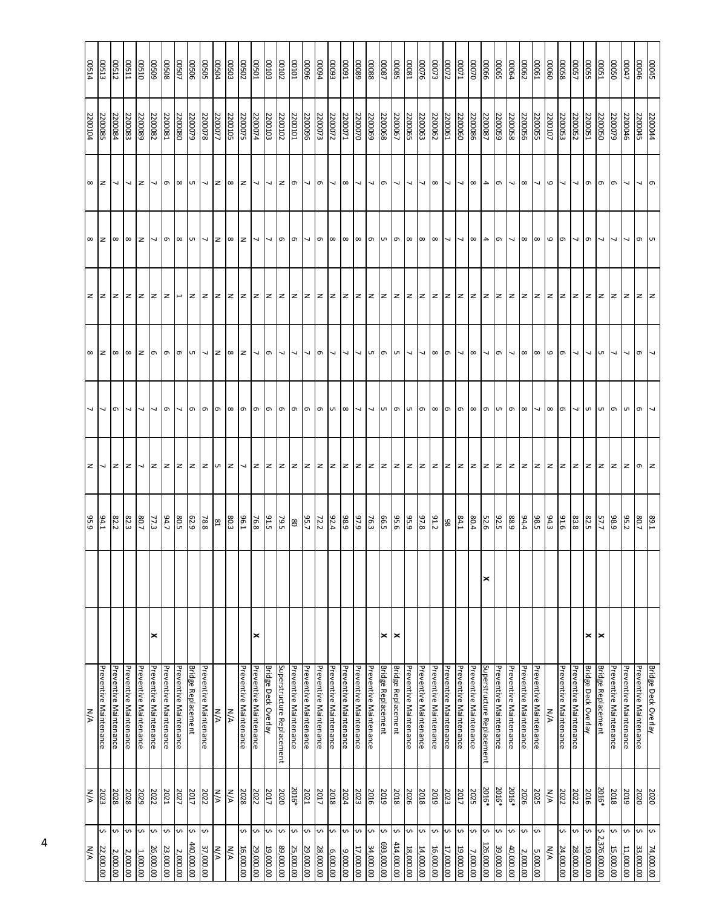| | | | | | | | | | | | | | |
|---|---|---|---|---|---|---|---|---|---|---|---|---|---|
| 00045 | 2200044 | 6 | 5 | N | 7 | 7 | N | 89.1 | | | Bridge Deck Overlay | 2020 | $ 74,000.00 |
| 00046 | 2200045 | 7 | 6 | N | 6 | 6 | 6 | 80.7 | | | Preventive Maintenance | 2020 | $ 33,000.00 |
| 00047 | 2200046 | 7 | 7 | N | 7 | 5 | N | 95.2 | | | Preventive Maintenance | 2019 | $ 11,000.00 |
| 00050 | 2200079 | 6 | 7 | N | 7 | 6 | N | 98.9 | | | Preventive Maintenance | 2018 | $ 15,000.00 |
| 00051 | 2200050 | 6 | 7 | N | 5 | 5 | N | 57.7 | | X | Bridge Replacement | 2016* | $ 2,376,000.00 |
| 00055 | 2200051 | 6 | 6 | N | 7 | 5 | N | 82.5 | | X | Bridge Deck Overlay | 2016 | $ 19,000.00 |
| 00057 | 2200052 | 7 | 7 | N | 7 | 7 | N | 83.8 | | | Preventive Maintenance | 2022 | $ 28,000.00 |
| 00058 | 2200053 | 7 | 6 | N | 6 | 6 | N | 91.6 | | | Preventive Maintenance | 2022 | $ 24,000.00 |
| 00060 | 2200107 | 9 | 9 | N | 9 | 8 | N | 94.3 | | | N/A | N/A | N/A |
| 00061 | 2200055 | 7 | 8 | N | 8 | 7 | N | 98.5 | | | Preventive Maintenance | 2025 | $ 5,000.00 |
| 00062 | 2200056 | 8 | 8 | N | 8 | 8 | N | 94.4 | | | Preventive Maintenance | 2026 | $ 2,000.00 |
| 00064 | 2200058 | 7 | 7 | N | 7 | 6 | N | 88.9 | | | Preventive Maintenance | 2016* | $ 40,000.00 |
| 00065 | 2200059 | 6 | 6 | N | 6 | 5 | N | 92.5 | | | Preventive Maintenance | 2016* | $ 39,000.00 |
| 00066 | 2200087 | 4 | 4 | N | 7 | 6 | N | 52.6 | X | | Superstructure Replacement | 2016* | $ 126,000.00 |
| 00070 | 2200086 | 8 | 8 | N | 8 | 8 | N | 80.4 | | | Preventive Maintenance | 2025 | $ 7,000.00 |
| 00071 | 2200060 | 7 | 7 | N | 7 | 6 | N | 84.1 | | | Preventive Maintenance | 2017 | $ 19,000.00 |
| 00072 | 2200061 | 7 | 7 | N | 6 | 6 | N | 98 | | | Preventive Maintenance | 2023 | $ 17,000.00 |
| 00073 | 2200062 | 8 | 8 | N | 8 | 8 | N | 91.2 | | | Preventive Maintenance | 2019 | $ 16,000.00 |
| 00076 | 2200063 | 7 | 8 | N | 7 | 6 | N | 97.8 | | | Preventive Maintenance | 2018 | $ 14,000.00 |
| 00081 | 2200065 | 7 | 8 | N | 7 | 5 | N | 95.9 | | | Preventive Maintenance | 2026 | $ 18,000.00 |
| 00085 | 2200067 | 7 | 6 | N | 5 | 6 | N | 95.6 | | X | Bridge Replacement | 2018 | $ 414,000.00 |
| 00087 | 2200068 | 6 | 5 | N | 6 | 5 | N | 66.5 | | X | Bridge Replacement | 2019 | $ 693,000.00 |
| 00088 | 2200069 | 7 | 6 | N | 5 | 7 | N | 76.3 | | | Preventive Maintenance | 2016 | $ 34,000.00 |
| 00089 | 2200070 | 7 | 8 | N | 7 | 7 | N | 97.9 | | | Preventive Maintenance | 2023 | $ 17,000.00 |
| 00091 | 2200071 | 8 | 8 | N | 7 | 8 | N | 98.9 | | | Preventive Maintenance | 2024 | $ 9,000.00 |
| 00093 | 2200072 | 7 | 8 | N | 7 | 5 | N | 92.4 | | | Preventive Maintenance | 2018 | $ 6,000.00 |
| 00094 | 2200073 | 6 | 6 | N | 6 | 6 | N | 72.2 | | | Preventive Maintenance | 2017 | $ 28,000.00 |
| 00096 | 2200096 | 7 | 7 | N | 7 | 6 | N | 95.7 | | | Preventive Maintenance | 2021 | $ 29,000.00 |
| 00101 | 2200101 | 6 | 6 | N | 7 | 6 | N | 80 | | | Preventive Maintenance | 2016* | $ 25,000.00 |
| 00102 | 2200102 | N | 6 | N | 7 | 6 | N | 79.5 | | | Superstructure Replacement | 2020 | $ 89,000.00 |
| 00103 | 2200103 | 7 | 7 | N | 6 | 6 | N | 91.5 | | | Bridge Deck Overlay | 2017 | $ 19,000.00 |
| 00501 | 2200074 | 7 | 7 | N | 7 | 6 | N | 76.8 | | X | Preventive Maintenance | 2022 | $ 29,000.00 |
| 00502 | 2200075 | N | N | N | N | 6 | 7 | 96.1 | | | Preventive Maintenance | 2028 | $ 16,000.00 |
| 00503 | 2200105 | 8 | 8 | N | 8 | 8 | N | 80.3 | | | N/A | N/A | N/A |
| 00504 | 2200077 | N | N | N | N | 6 | 5 | 81 | | | N/A | N/A | N/A |
| 00505 | 2200078 | 7 | 7 | N | 7 | 6 | N | 78.8 | | | Preventive Maintenance | 2022 | $ 37,000.00 |
| 00506 | 2200079 | 5 | 5 | N | 5 | 6 | N | 62.9 | | | Bridge Replacement | 2017 | $ 440,000.00 |
| 00507 | 2200080 | 8 | 8 | 1 | 6 | 7 | N | 80.5 | | | Preventive Maintenance | 2027 | $ 2,000.00 |
| 00508 | 2200081 | 6 | 6 | N | 6 | 6 | N | 94.7 | | | Preventive Maintenance | 2021 | $ 23,000.00 |
| 00509 | 2200082 | 7 | 7 | N | 6 | 7 | N | 77.3 | | X | Preventive Maintenance | 2022 | $ 26,000.00 |
| 00510 | 2200089 | N | N | N | N | 7 | 7 | 80.7 | | | Preventive Maintenance | 2029 | $ 1,000.00 |
| 00511 | 2200083 | 7 | 8 | N | 8 | 7 | N | 82.3 | | | Preventive Maintenance | 2028 | $ 2,000.00 |
| 00512 | 2200084 | 7 | 8 | N | 8 | 6 | N | 82.2 | | | Preventive Maintenance | 2028 | $ 2,000.00 |
| 00513 | 2200085 | N | N | N | N | 7 | 7 | 94.1 | | | Preventive Maintenance | 2023 | $ 22,000.00 |
| 00514 | 2200104 | 8 | 8 | N | 8 | 7 | N | 95.9 | | | N/A | N/A | N/A |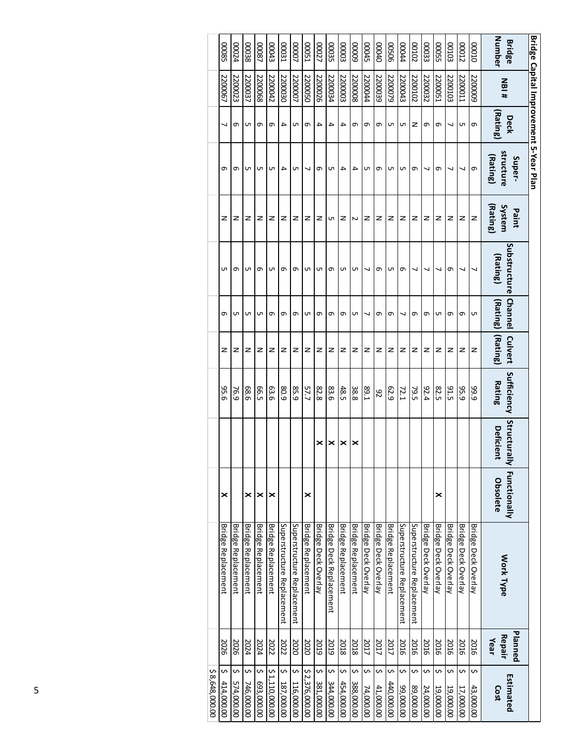## Bridge Capital Improvement 5-Year Plan

| Bridge Number | NBI # | Deck (Rating) | Super-structure (Rating) | Paint System (Rating) | Substructure (Rating) | Channel (Rating) | Culvert (Rating) | Sufficiency Rating | Structurally Deficient | Functionally Obsolete | Work Type | Planned Repair Year | Estimated Cost |
|---|---|---|---|---|---|---|---|---|---|---|---|---|---|
| 00010 | 2200009 | 6 | 6 | N | 7 | 5 | N | 99.9 | | | Bridge Deck Overlay | 2016 | $ 43,000.00 |
| 00012 | 2200011 | 5 | 7 | N | 7 | 6 | N | 95.9 | | | Bridge Deck Overlay | 2016 | $ 17,000.00 |
| 00103 | 2200103 | 7 | 7 | N | 6 | 6 | N | 91.5 | | | Bridge Deck Overlay | 2016 | $ 19,000.00 |
| 00055 | 2200051 | 6 | 6 | N | 7 | 5 | N | 82.5 | | X | Bridge Deck Overlay | 2016 | $ 19,000.00 |
| 00033 | 2200032 | 6 | 7 | N | 7 | 6 | N | 92.4 | | | Bridge Deck Overlay | 2016 | $ 24,000.00 |
| 00102 | 2200102 | N | 6 | N | 7 | 6 | N | 79.5 | | | Superstructure Replacement | 2016 | $ 89,000.00 |
| 00044 | 2200043 | 5 | 5 | N | 6 | 7 | N | 72.1 | | | Superstructure Replacement | 2016 | $ 99,000.00 |
| 00506 | 2200079 | 5 | 5 | N | 5 | 6 | N | 62.9 | | | Bridge Replacement | 2017 | $ 440,000.00 |
| 00040 | 2200039 | 6 | 6 | N | 6 | 6 | N | 92 | | | Bridge Deck Overlay | 2017 | $ 41,000.00 |
| 00045 | 2200044 | 6 | 5 | N | 7 | 7 | N | 89.1 | | | Bridge Deck Overlay | 2017 | $ 74,000.00 |
| 00009 | 2200008 | 6 | 4 | 2 | 5 | 5 | N | 38.8 | X | | Bridge Replacement | 2018 | $ 388,000.00 |
| 00003 | 2200003 | 4 | 4 | N | 5 | 6 | N | 48.5 | X | | Bridge Replacement | 2018 | $ 454,000.00 |
| 00035 | 2200034 | 4 | 5 | 5 | 6 | 6 | N | 83.6 | X | | Bridge Deck Replacement | 2019 | $ 344,000.00 |
| 00027 | 2200026 | 4 | 6 | N | 5 | 6 | N | 82.8 | X | | Bridge Deck Overlay | 2019 | $ 381,000.00 |
| 00051 | 2200050 | 6 | 7 | N | 5 | 5 | N | 57.7 | | X | Bridge Replacement | 2020 | $ 2,376,000.00 |
| 00007 | 2200007 | 5 | 5 | N | 6 | 6 | N | 85.9 | | | Superstructure Replacement | 2020 | $ 116,000.00 |
| 00031 | 2200030 | 4 | 4 | N | 6 | 6 | N | 80.9 | | | Superstructure Replacement | 2022 | $ 187,000.00 |
| 00043 | 2200042 | 6 | 5 | N | 5 | 6 | N | 63.6 | | X | Bridge Replacement | 2022 | $ 1,110,000.00 |
| 00087 | 2200068 | 6 | 5 | N | 6 | 5 | N | 66.5 | | X | Bridge Replacement | 2024 | $ 693,000.00 |
| 00038 | 2200037 | 5 | 5 | N | 5 | 5 | N | 68.6 | | X | Bridge Replacement | 2024 | $ 746,000.00 |
| 00024 | 2200023 | 6 | 6 | N | 6 | 5 | N | 76.9 | | | Bridge Replacement | 2026 | $ 574,000.00 |
| 00085 | 2200067 | 7 | 6 | N | 5 | 6 | N | 95.6 | | X | Bridge Replacement | 2026 | $ 414,000.00 |
| | | | | | | | | | | | | | $ 8,648,000.00 |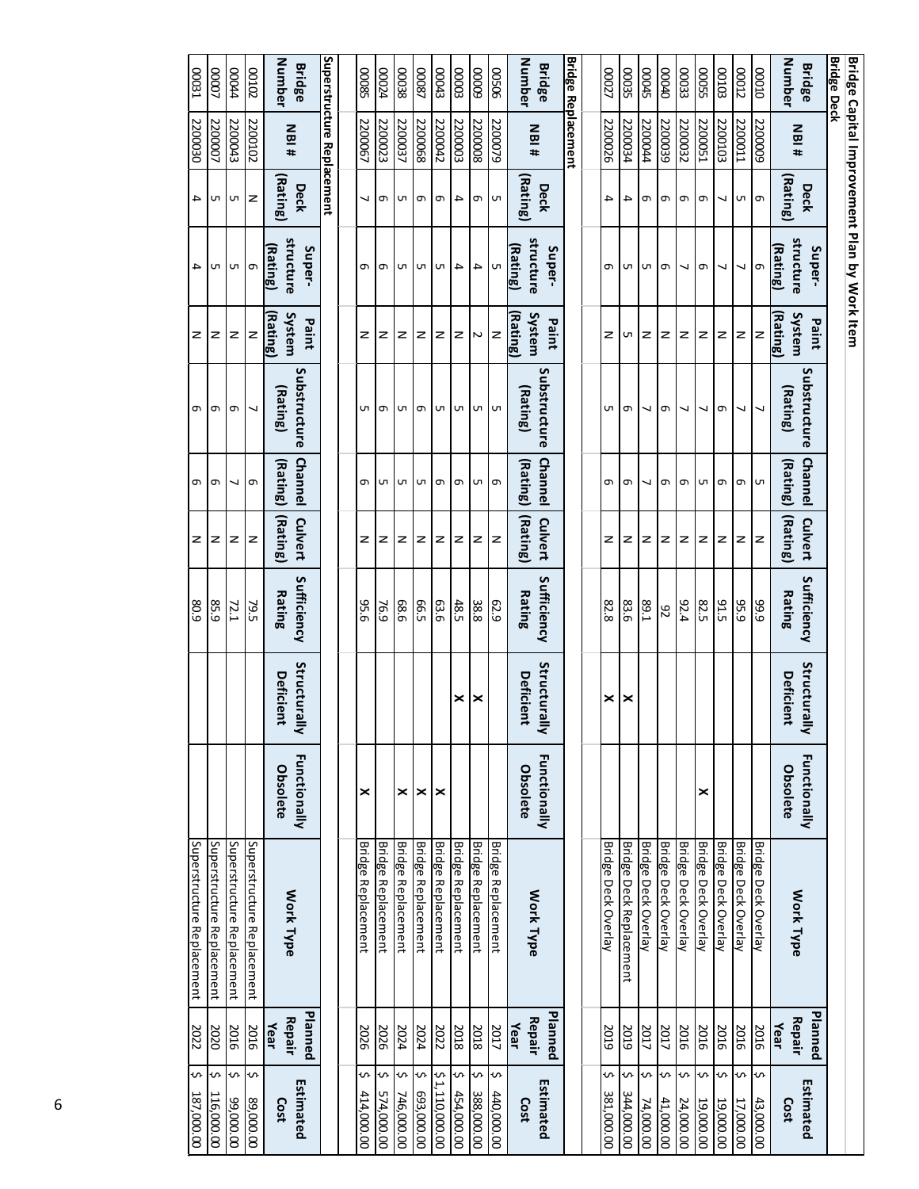# Bridge Capital Improvement Plan by Work Item

## Bridge Deck

| Bridge Number | NBI # | Deck (Rating) | Super-structure (Rating) | Paint System (Rating) | Substructure (Rating) | Channel (Rating) | Culvert (Rating) | Sufficiency Rating | Structurally Deficient | Functionally Obsolete | Work Type | Planned Repair Year | Estimated Cost |
|---|---|---|---|---|---|---|---|---|---|---|---|---|---|
| 00010 | 2200009 | 6 | 6 | N | 7 | 5 | N | 99.9 | | | Bridge Deck Overlay | 2016 | $ 43,000.00 |
| 00012 | 2200011 | 5 | 7 | N | 7 | 6 | N | 95.9 | | | Bridge Deck Overlay | 2016 | $ 17,000.00 |
| 00103 | 2200103 | 7 | 7 | N | 6 | 6 | N | 91.5 | | | Bridge Deck Overlay | 2016 | $ 19,000.00 |
| 00055 | 2200051 | 6 | 6 | N | 7 | 5 | N | 82.5 | | X | Bridge Deck Overlay | 2016 | $ 19,000.00 |
| 00033 | 2200032 | 6 | 7 | N | 7 | 6 | N | 92.4 | | | Bridge Deck Overlay | 2016 | $ 24,000.00 |
| 00040 | 2200039 | 6 | 6 | N | 6 | 6 | N | 92 | | | Bridge Deck Overlay | 2017 | $ 41,000.00 |
| 00045 | 2200044 | 6 | 5 | N | 7 | 7 | N | 89.1 | | | Bridge Deck Overlay | 2017 | $ 74,000.00 |
| 00035 | 2200034 | 4 | 5 | 5 | 6 | 6 | N | 83.6 | X | | Bridge Deck Replacement | 2019 | $ 344,000.00 |
| 00027 | 2200026 | 4 | 6 | N | 5 | 6 | N | 82.8 | X | | Bridge Deck Overlay | 2019 | $ 381,000.00 |

## Bridge Replacement

| Bridge Number | NBI # | Deck (Rating) | Super-structure (Rating) | Paint System (Rating) | Substructure (Rating) | Channel (Rating) | Culvert (Rating) | Sufficiency Rating | Structurally Deficient | Functionally Obsolete | Work Type | Planned Repair Year | Estimated Cost |
|---|---|---|---|---|---|---|---|---|---|---|---|---|---|
| 00506 | 2200079 | 5 | 5 | N | 5 | 6 | N | 62.9 | | | Bridge Replacement | 2017 | $ 440,000.00 |
| 00009 | 2200008 | 6 | 4 | 2 | 5 | 5 | N | 38.8 | X | | Bridge Replacement | 2018 | $ 388,000.00 |
| 00003 | 2200003 | 4 | 4 | N | 5 | 6 | N | 48.5 | X | | Bridge Replacement | 2018 | $ 454,000.00 |
| 00043 | 2200042 | 6 | 5 | N | 5 | 6 | N | 63.6 | | X | Bridge Replacement | 2022 | $ 1,110,000.00 |
| 00087 | 2200068 | 6 | 5 | N | 6 | 5 | N | 66.5 | | X | Bridge Replacement | 2024 | $ 693,000.00 |
| 00038 | 2200037 | 5 | 5 | N | 5 | 5 | N | 68.6 | | X | Bridge Replacement | 2024 | $ 746,000.00 |
| 00024 | 2200023 | 6 | 6 | N | 6 | 5 | N | 76.9 | | | Bridge Replacement | 2026 | $ 574,000.00 |
| 00085 | 2200067 | 7 | 6 | N | 5 | 6 | N | 95.6 | | X | Bridge Replacement | 2026 | $ 414,000.00 |

## Superstructure Replacement

| Bridge Number | NBI # | Deck (Rating) | Super-structure (Rating) | Paint System (Rating) | Substructure (Rating) | Channel (Rating) | Culvert (Rating) | Sufficiency Rating | Structurally Deficient | Functionally Obsolete | Work Type | Planned Repair Year | Estimated Cost |
|---|---|---|---|---|---|---|---|---|---|---|---|---|---|
| 00102 | 2200102 | N | 6 | N | 7 | 6 | N | 79.5 | | | Superstructure Replacement | 2016 | $ 89,000.00 |
| 00044 | 2200043 | 5 | 5 | N | 6 | 7 | N | 72.1 | | | Superstructure Replacement | 2016 | $ 99,000.00 |
| 00007 | 2200007 | 5 | 5 | N | 6 | 6 | N | 85.9 | | | Superstructure Replacement | 2020 | $ 116,000.00 |
| 00031 | 2200030 | 4 | 4 | N | 6 | 6 | N | 80.9 | | | Superstructure Replacement | 2022 | $ 187,000.00 |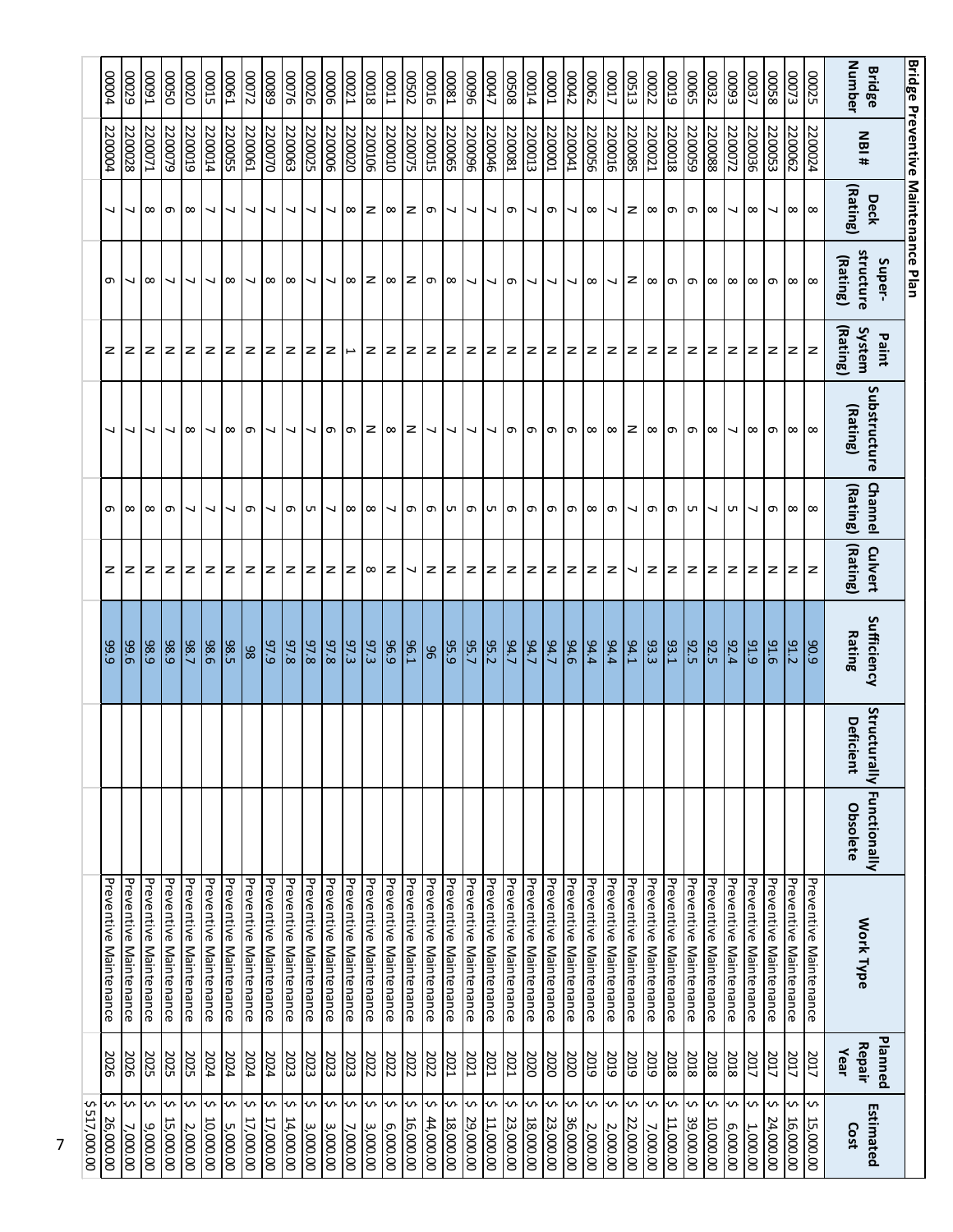## Bridge Preventive Maintenance Plan

| Bridge Number | NBI # | Deck (Rating) | Super-structure (Rating) | Paint System (Rating) | Substructure (Rating) | Channel (Rating) | Culvert (Rating) | Sufficiency Rating | Structurally Deficient | Functionally Obsolete | Work Type | Planned Repair Year | Estimated Cost |
|---|---|---|---|---|---|---|---|---|---|---|---|---|---|
| 00025 | 220024 | 8 | 8 | N | 8 | 8 | N | 90.9 | | | Preventive Maintenance | 2017 | $ 15,000.00 |
| 00073 | 2200062 | 8 | 8 | N | 8 | 8 | N | 91.2 | | | Preventive Maintenance | 2017 | $ 16,000.00 |
| 00058 | 2200053 | 7 | 6 | N | 6 | 6 | N | 91.6 | | | Preventive Maintenance | 2017 | $ 24,000.00 |
| 00037 | 2200036 | 8 | 8 | N | 8 | 7 | N | 91.9 | | | Preventive Maintenance | 2017 | $ 1,000.00 |
| 00093 | 2200072 | 7 | 8 | N | 7 | 5 | N | 92.4 | | | Preventive Maintenance | 2018 | $ 6,000.00 |
| 00032 | 2200088 | 8 | 8 | N | 8 | 7 | N | 92.5 | | | Preventive Maintenance | 2018 | $ 10,000.00 |
| 00065 | 2200059 | 6 | 6 | N | 6 | 5 | N | 92.5 | | | Preventive Maintenance | 2018 | $ 39,000.00 |
| 00019 | 2200018 | 6 | 6 | N | 6 | 6 | N | 93.1 | | | Preventive Maintenance | 2018 | $ 11,000.00 |
| 00022 | 2200021 | 8 | 8 | N | 8 | 6 | N | 93.3 | | | Preventive Maintenance | 2019 | $ 7,000.00 |
| 00513 | 2200085 | N | N | N | N | 7 | 7 | 94.1 | | | Preventive Maintenance | 2019 | $ 22,000.00 |
| 00017 | 2200016 | 7 | 7 | N | 8 | 6 | N | 94.4 | | | Preventive Maintenance | 2019 | $ 2,000.00 |
| 00062 | 2200056 | 8 | 8 | N | 8 | 8 | N | 94.4 | | | Preventive Maintenance | 2019 | $ 2,000.00 |
| 00042 | 2200041 | 7 | 7 | N | 6 | 6 | N | 94.6 | | | Preventive Maintenance | 2020 | $ 36,000.00 |
| 00001 | 2200001 | 6 | 7 | N | 6 | 6 | N | 94.7 | | | Preventive Maintenance | 2020 | $ 23,000.00 |
| 00014 | 2200013 | 7 | 7 | N | 6 | 6 | N | 94.7 | | | Preventive Maintenance | 2020 | $ 18,000.00 |
| 00508 | 2200081 | 6 | 6 | N | 6 | 6 | N | 94.7 | | | Preventive Maintenance | 2021 | $ 23,000.00 |
| 00047 | 2200046 | 7 | 7 | N | 7 | 5 | N | 95.2 | | | Preventive Maintenance | 2021 | $ 11,000.00 |
| 00096 | 2200096 | 7 | 7 | N | 7 | 6 | N | 95.7 | | | Preventive Maintenance | 2021 | $ 29,000.00 |
| 00081 | 2200065 | 7 | 8 | N | 7 | 5 | N | 95.9 | | | Preventive Maintenance | 2021 | $ 18,000.00 |
| 00016 | 220015 | 6 | 6 | N | 7 | 6 | N | 96 | | | Preventive Maintenance | 2022 | $ 44,000.00 |
| 00502 | 2200075 | N | N | N | N | 6 | 7 | 96.1 | | | Preventive Maintenance | 2022 | $ 16,000.00 |
| 00011 | 2200010 | 8 | 8 | N | 8 | 7 | N | 96.9 | | | Preventive Maintenance | 2022 | $ 6,000.00 |
| 00018 | 2200106 | N | N | N | N | 8 | 8 | 97.3 | | | Preventive Maintenance | 2022 | $ 3,000.00 |
| 00021 | 2200020 | 8 | 8 | 1 | 6 | 8 | N | 97.3 | | | Preventive Maintenance | 2023 | $ 7,000.00 |
| 00006 | 2200006 | 7 | 7 | N | 6 | 7 | N | 97.8 | | | Preventive Maintenance | 2023 | $ 3,000.00 |
| 00026 | 2200025 | 7 | 7 | N | 7 | 5 | N | 97.8 | | | Preventive Maintenance | 2023 | $ 3,000.00 |
| 00076 | 2200063 | 7 | 8 | N | 7 | 6 | N | 97.8 | | | Preventive Maintenance | 2023 | $ 14,000.00 |
| 00089 | 2200070 | 7 | 8 | N | 7 | 7 | N | 97.9 | | | Preventive Maintenance | 2024 | $ 17,000.00 |
| 00072 | 2200061 | 7 | 7 | N | 6 | 6 | N | 98 | | | Preventive Maintenance | 2024 | $ 17,000.00 |
| 00061 | 2200055 | 7 | 8 | N | 8 | 7 | N | 98.5 | | | Preventive Maintenance | 2024 | $ 5,000.00 |
| 00015 | 2200014 | 7 | 7 | N | 7 | 7 | N | 98.6 | | | Preventive Maintenance | 2024 | $ 10,000.00 |
| 00020 | 2200019 | 8 | 7 | N | 8 | 7 | N | 98.7 | | | Preventive Maintenance | 2025 | $ 2,000.00 |
| 00050 | 2200079 | 6 | 7 | N | 7 | 6 | N | 98.9 | | | Preventive Maintenance | 2025 | $ 15,000.00 |
| 00091 | 2200071 | 8 | 8 | N | 7 | 8 | N | 98.9 | | | Preventive Maintenance | 2025 | $ 9,000.00 |
| 00029 | 2200028 | 7 | 7 | N | 7 | 8 | N | 99.6 | | | Preventive Maintenance | 2026 | $ 7,000.00 |
| 00004 | 2200004 | 7 | 6 | N | 7 | 6 | N | 99.9 | | | Preventive Maintenance | 2026 | $ 26,000.00 |
| | | | | | | | | | | | | | $517,000.00 |